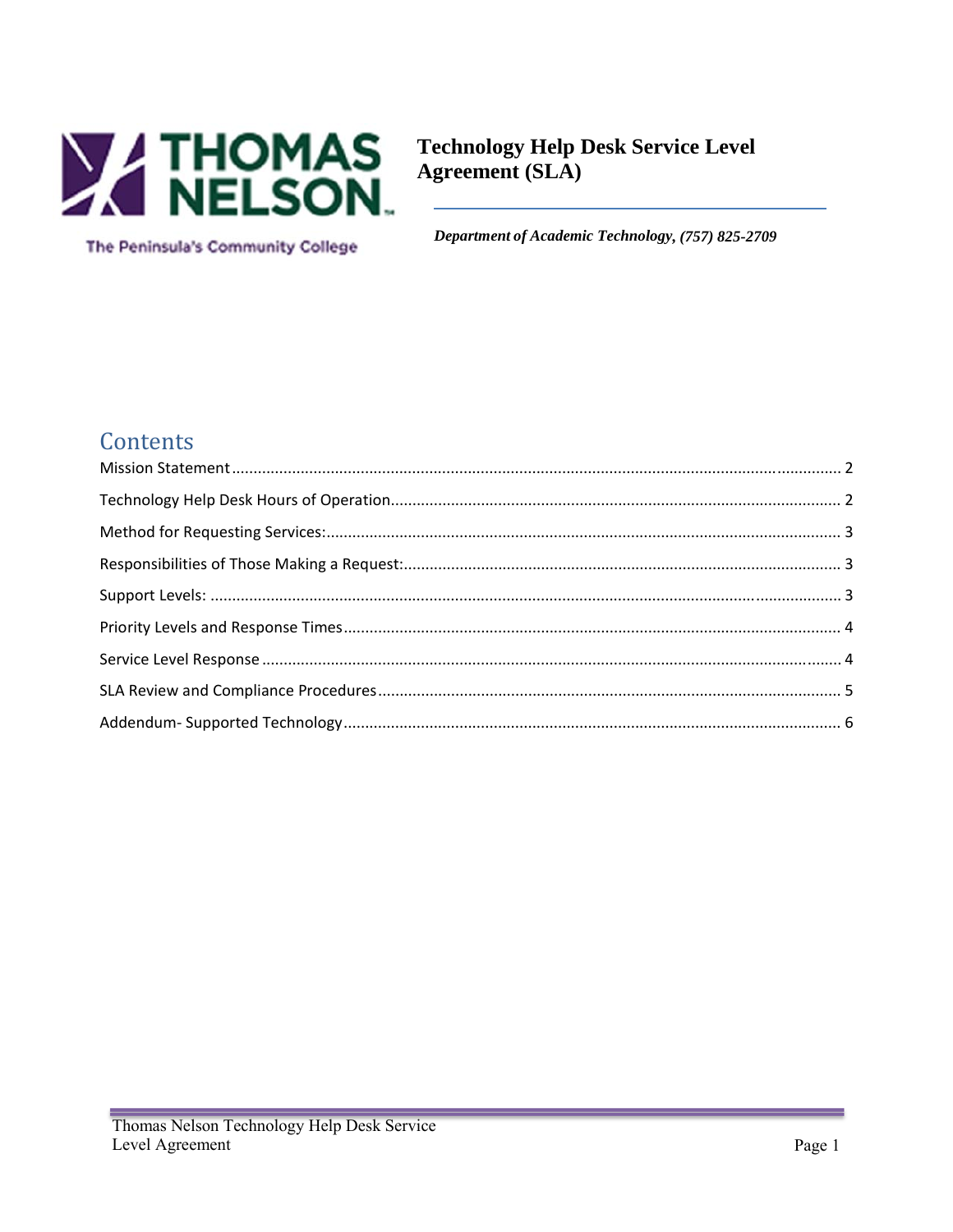THOMAS NELSON

The Peninsula's Community College

# Technology Help Desk Service Level Agreement (SLA)

***Department of Academic Technology, (757) 825-2709***

## Contents

Mission Statement ........ 2

Technology Help Desk Hours of Operation ........ 2

Method for Requesting Services: ........ 3

Responsibilities of Those Making a Request: ........ 3

Support Levels: ........ 3

Priority Levels and Response Times ........ 4

Service Level Response ........ 4

SLA Review and Compliance Procedures ........ 5

Addendum- Supported Technology ........ 6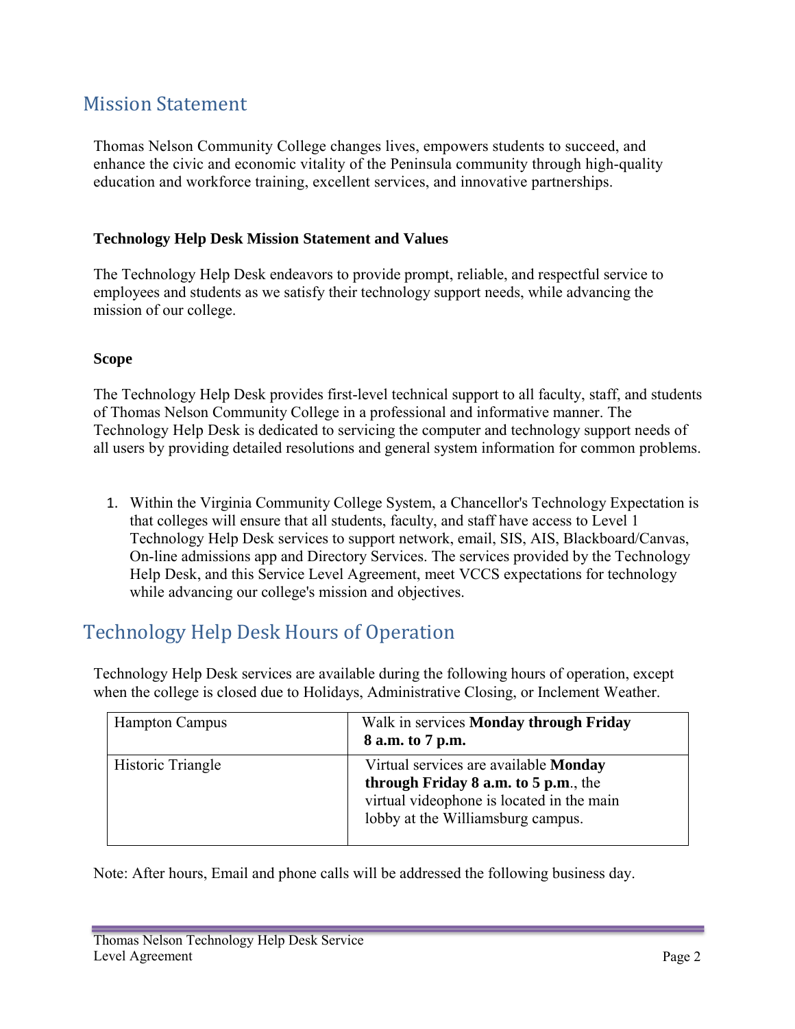## Mission Statement

Thomas Nelson Community College changes lives, empowers students to succeed, and enhance the civic and economic vitality of the Peninsula community through high-quality education and workforce training, excellent services, and innovative partnerships.

**Technology Help Desk Mission Statement and Values**

The Technology Help Desk endeavors to provide prompt, reliable, and respectful service to employees and students as we satisfy their technology support needs, while advancing the mission of our college.

**Scope**

The Technology Help Desk provides first-level technical support to all faculty, staff, and students of Thomas Nelson Community College in a professional and informative manner. The Technology Help Desk is dedicated to servicing the computer and technology support needs of all users by providing detailed resolutions and general system information for common problems.

1. Within the Virginia Community College System, a Chancellor's Technology Expectation is that colleges will ensure that all students, faculty, and staff have access to Level 1 Technology Help Desk services to support network, email, SIS, AIS, Blackboard/Canvas, On-line admissions app and Directory Services. The services provided by the Technology Help Desk, and this Service Level Agreement, meet VCCS expectations for technology while advancing our college's mission and objectives.

## Technology Help Desk Hours of Operation

Technology Help Desk services are available during the following hours of operation, except when the college is closed due to Holidays, Administrative Closing, or Inclement Weather.

| | |
|---|---|
| Hampton Campus | Walk in services **Monday through Friday 8 a.m. to 7 p.m.** |
| Historic Triangle | Virtual services are available **Monday through Friday 8 a.m. to 5 p.m.**, the virtual videophone is located in the main lobby at the Williamsburg campus. |

Note: After hours, Email and phone calls will be addressed the following business day.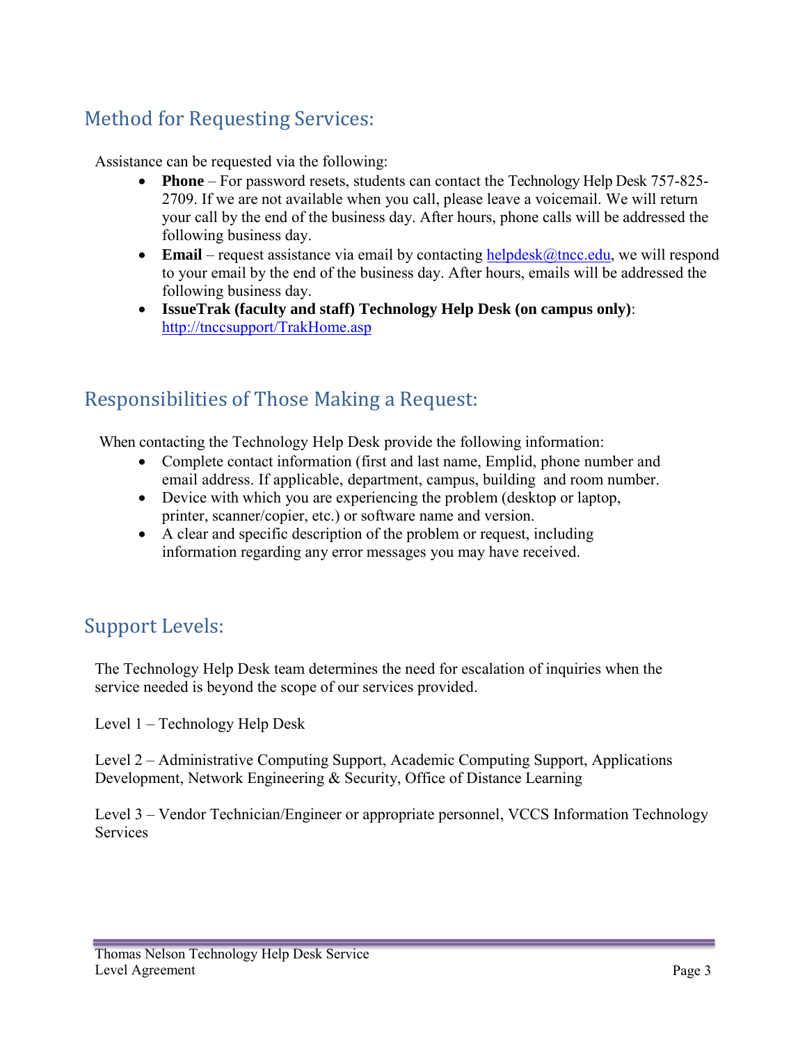## Method for Requesting Services:

Assistance can be requested via the following:

- **Phone** – For password resets, students can contact the Technology Help Desk 757-825-2709. If we are not available when you call, please leave a voicemail. We will return your call by the end of the business day. After hours, phone calls will be addressed the following business day.
- **Email** – request assistance via email by contacting helpdesk@tncc.edu, we will respond to your email by the end of the business day. After hours, emails will be addressed the following business day.
- **IssueTrak (faculty and staff) Technology Help Desk (on campus only)**: http://tnccsupport/TrakHome.asp

## Responsibilities of Those Making a Request:

When contacting the Technology Help Desk provide the following information:

- Complete contact information (first and last name, Emplid, phone number and email address. If applicable, department, campus, building and room number.
- Device with which you are experiencing the problem (desktop or laptop, printer, scanner/copier, etc.) or software name and version.
- A clear and specific description of the problem or request, including information regarding any error messages you may have received.

## Support Levels:

The Technology Help Desk team determines the need for escalation of inquiries when the service needed is beyond the scope of our services provided.

Level 1 – Technology Help Desk

Level 2 – Administrative Computing Support, Academic Computing Support, Applications Development, Network Engineering & Security, Office of Distance Learning

Level 3 – Vendor Technician/Engineer or appropriate personnel, VCCS Information Technology Services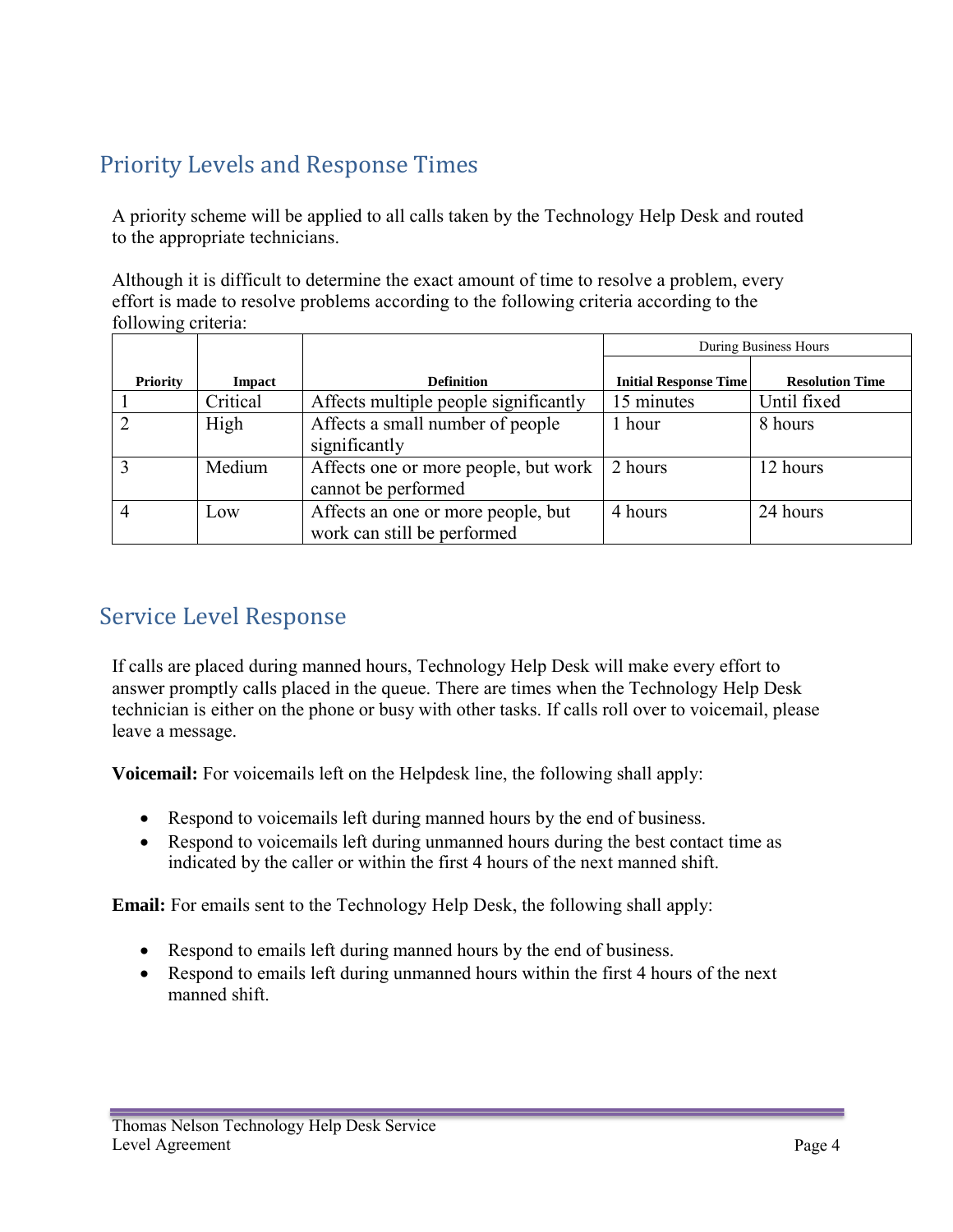## Priority Levels and Response Times

A priority scheme will be applied to all calls taken by the Technology Help Desk and routed to the appropriate technicians.

Although it is difficult to determine the exact amount of time to resolve a problem, every effort is made to resolve problems according to the following criteria according to the following criteria:

| | | | During Business Hours | |
|---|---|---|---|---|
| **Priority** | **Impact** | **Definition** | **Initial Response Time** | **Resolution Time** |
| 1 | Critical | Affects multiple people significantly | 15 minutes | Until fixed |
| 2 | High | Affects a small number of people significantly | 1 hour | 8 hours |
| 3 | Medium | Affects one or more people, but work cannot be performed | 2 hours | 12 hours |
| 4 | Low | Affects an one or more people, but work can still be performed | 4 hours | 24 hours |

## Service Level Response

If calls are placed during manned hours, Technology Help Desk will make every effort to answer promptly calls placed in the queue. There are times when the Technology Help Desk technician is either on the phone or busy with other tasks. If calls roll over to voicemail, please leave a message.

**Voicemail:** For voicemails left on the Helpdesk line, the following shall apply:

- Respond to voicemails left during manned hours by the end of business.
- Respond to voicemails left during unmanned hours during the best contact time as indicated by the caller or within the first 4 hours of the next manned shift.

**Email:** For emails sent to the Technology Help Desk, the following shall apply:

- Respond to emails left during manned hours by the end of business.
- Respond to emails left during unmanned hours within the first 4 hours of the next manned shift.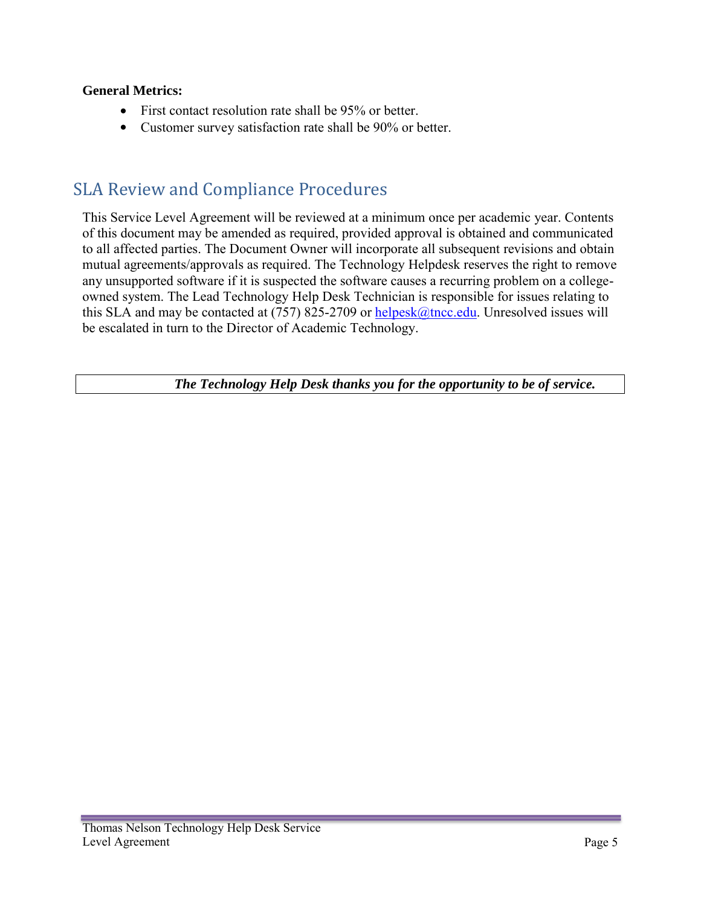**General Metrics:**

- First contact resolution rate shall be 95% or better.
- Customer survey satisfaction rate shall be 90% or better.

## SLA Review and Compliance Procedures

This Service Level Agreement will be reviewed at a minimum once per academic year. Contents of this document may be amended as required, provided approval is obtained and communicated to all affected parties. The Document Owner will incorporate all subsequent revisions and obtain mutual agreements/approvals as required. The Technology Helpdesk reserves the right to remove any unsupported software if it is suspected the software causes a recurring problem on a college-owned system. The Lead Technology Help Desk Technician is responsible for issues relating to this SLA and may be contacted at (757) 825-2709 or helpesk@tncc.edu. Unresolved issues will be escalated in turn to the Director of Academic Technology.

***The Technology Help Desk thanks you for the opportunity to be of service.***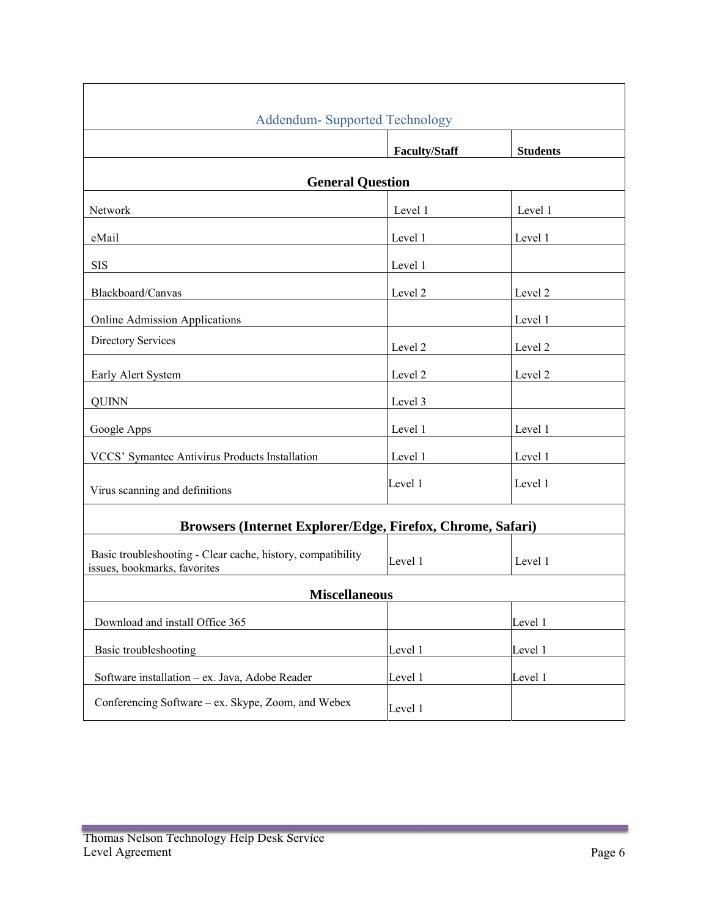## Addendum- Supported Technology

| | Faculty/Staff | Students |
|---|---|---|
| **General Question** | | |
| Network | Level 1 | Level 1 |
| eMail | Level 1 | Level 1 |
| SIS | Level 1 | |
| Blackboard/Canvas | Level 2 | Level 2 |
| Online Admission Applications | | Level 1 |
| Directory Services | Level 2 | Level 2 |
| Early Alert System | Level 2 | Level 2 |
| QUINN | Level 3 | |
| Google Apps | Level 1 | Level 1 |
| VCCS' Symantec Antivirus Products Installation | Level 1 | Level 1 |
| Virus scanning and definitions | Level 1 | Level 1 |
| **Browsers (Internet Explorer/Edge, Firefox, Chrome, Safari)** | | |
| Basic troubleshooting - Clear cache, history, compatibility issues, bookmarks, favorites | Level 1 | Level 1 |
| **Miscellaneous** | | |
| Download and install Office 365 | | Level 1 |
| Basic troubleshooting | Level 1 | Level 1 |
| Software installation – ex. Java, Adobe Reader | Level 1 | Level 1 |
| Conferencing Software – ex. Skype, Zoom, and Webex | Level 1 | |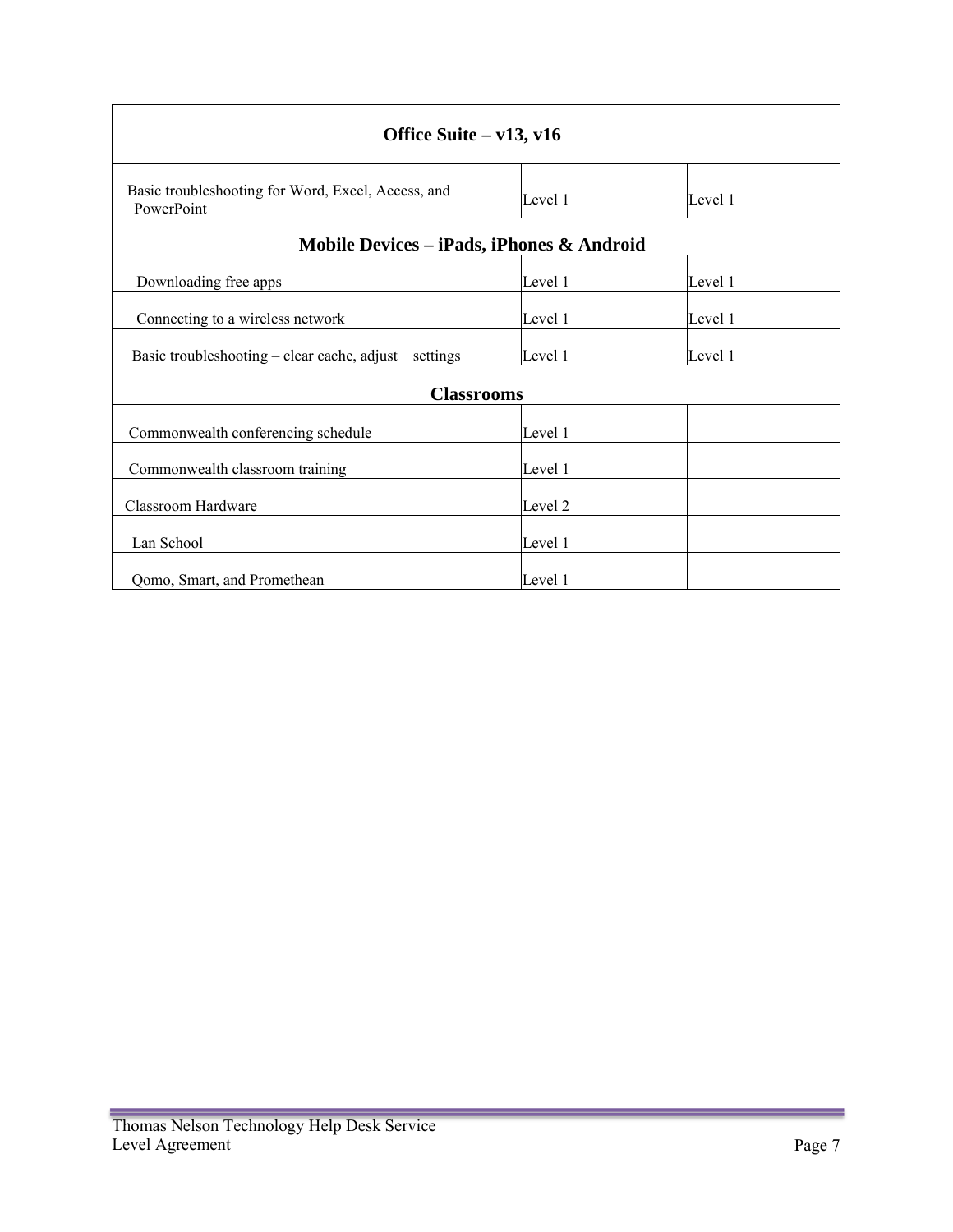| | | |
|---|---|---|
| **Office Suite – v13, v16** | | |
| Basic troubleshooting for Word, Excel, Access, and PowerPoint | Level 1 | Level 1 |
| **Mobile Devices – iPads, iPhones & Android** | | |
| Downloading free apps | Level 1 | Level 1 |
| Connecting to a wireless network | Level 1 | Level 1 |
| Basic troubleshooting – clear cache, adjust settings | Level 1 | Level 1 |
| **Classrooms** | | |
| Commonwealth conferencing schedule | Level 1 | |
| Commonwealth classroom training | Level 1 | |
| Classroom Hardware | Level 2 | |
| Lan School | Level 1 | |
| Qomo, Smart, and Promethean | Level 1 | |